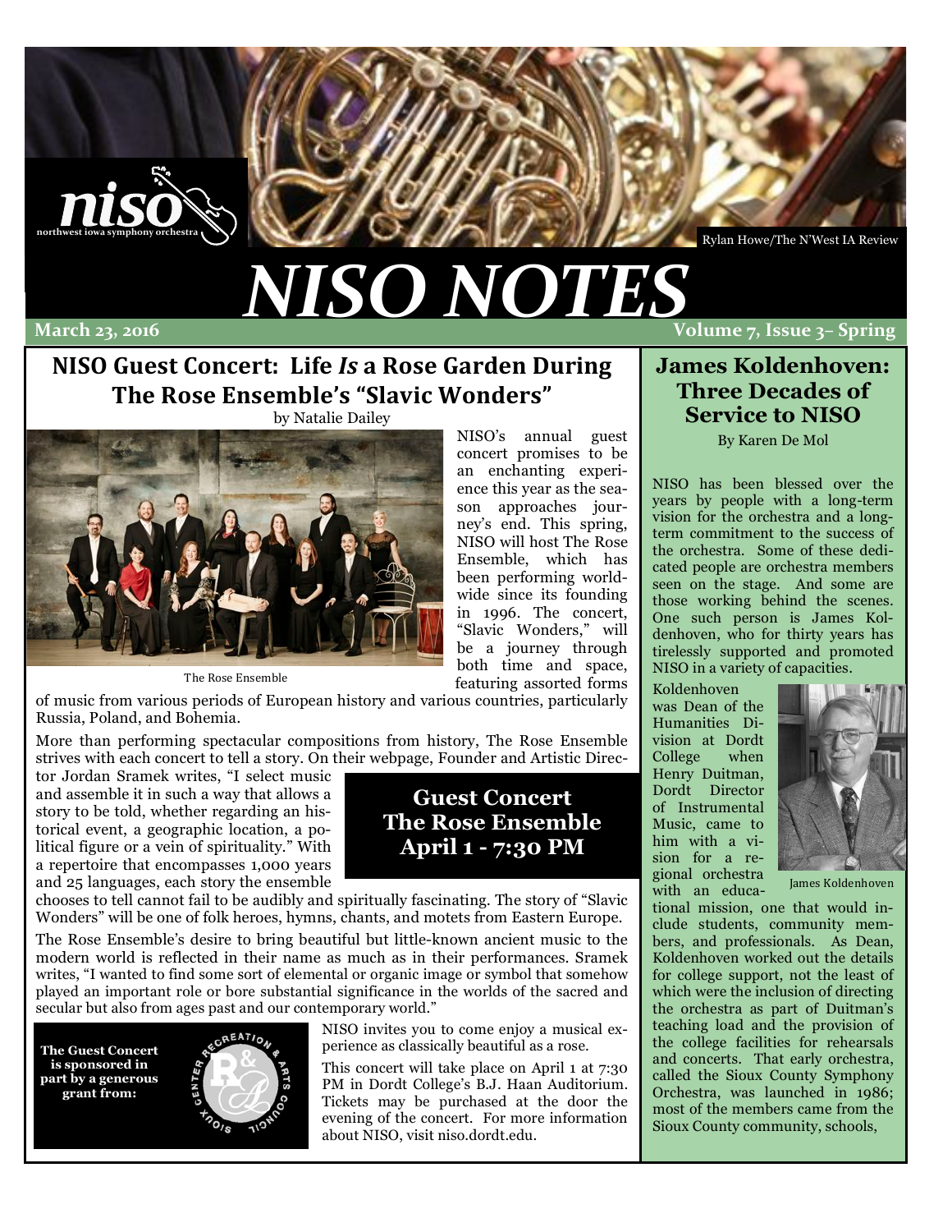niso northwest iowa symphony orchestra

Rylan Howe/The N'West IA Review

# NISO NOTES

**March 23, 2016** **Volume 7, Issue 3– Spring**

## NISO Guest Concert: Life *Is* a Rose Garden During The Rose Ensemble's "Slavic Wonders"

by Natalie Dailey

The Rose Ensemble

NISO's annual guest concert promises to be an enchanting experience this year as the season approaches journey's end. This spring, NISO will host The Rose Ensemble, which has been performing worldwide since its founding in 1996. The concert, "Slavic Wonders," will be a journey through both time and space, featuring assorted forms of music from various periods of European history and various countries, particularly Russia, Poland, and Bohemia.

More than performing spectacular compositions from history, The Rose Ensemble strives with each concert to tell a story. On their webpage, Founder and Artistic Director Jordan Sramek writes, "I select music and assemble it in such a way that allows a story to be told, whether regarding an historical event, a geographic location, a political figure or a vein of spirituality." With a repertoire that encompasses 1,000 years and 25 languages, each story the ensemble chooses to tell cannot fail to be audibly and spiritually fascinating. The story of "Slavic Wonders" will be one of folk heroes, hymns, chants, and motets from Eastern Europe.

**Guest Concert**
**The Rose Ensemble**
**April 1 - 7:30 PM**

The Rose Ensemble's desire to bring beautiful but little-known ancient music to the modern world is reflected in their name as much as in their performances. Sramek writes, "I wanted to find some sort of elemental or organic image or symbol that somehow played an important role or bore substantial significance in the worlds of the sacred and secular but also from ages past and our contemporary world."

**The Guest Concert is sponsored in part by a generous grant from:**

Sioux Center Recreation & Arts Council

NISO invites you to come enjoy a musical experience as classically beautiful as a rose.

This concert will take place on April 1 at 7:30 PM in Dordt College's B.J. Haan Auditorium. Tickets may be purchased at the door the evening of the concert. For more information about NISO, visit niso.dordt.edu.

## James Koldenhoven: Three Decades of Service to NISO

By Karen De Mol

NISO has been blessed over the years by people with a long-term vision for the orchestra and a long-term commitment to the success of the orchestra. Some of these dedicated people are orchestra members seen on the stage. And some are those working behind the scenes. One such person is James Koldenhoven, who for thirty years has tirelessly supported and promoted NISO in a variety of capacities.

James Koldenhoven

Koldenhoven was Dean of the Humanities Division at Dordt College when Henry Duitman, Dordt Director of Instrumental Music, came to him with a vision for a regional orchestra with an educational mission, one that would include students, community members, and professionals. As Dean, Koldenhoven worked out the details for college support, not the least of which were the inclusion of directing the orchestra as part of Duitman's teaching load and the provision of the college facilities for rehearsals and concerts. That early orchestra, called the Sioux County Symphony Orchestra, was launched in 1986; most of the members came from the Sioux County community, schools,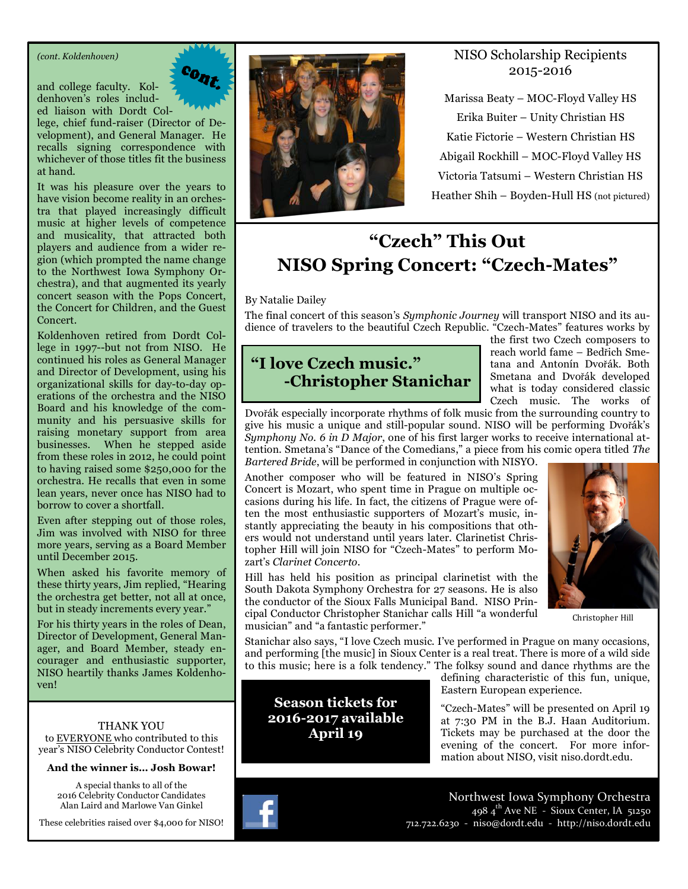*(cont. Koldenhoven)*

cont.

and college faculty. Koldenhoven's roles included liaison with Dordt College, chief fund-raiser (Director of Development), and General Manager. He recalls signing correspondence with whichever of those titles fit the business at hand.

It was his pleasure over the years to have vision become reality in an orchestra that played increasingly difficult music at higher levels of competence and musicality, that attracted both players and audience from a wider region (which prompted the name change to the Northwest Iowa Symphony Orchestra), and that augmented its yearly concert season with the Pops Concert, the Concert for Children, and the Guest Concert.

Koldenhoven retired from Dordt College in 1997--but not from NISO. He continued his roles as General Manager and Director of Development, using his organizational skills for day-to-day operations of the orchestra and the NISO Board and his knowledge of the community and his persuasive skills for raising monetary support from area businesses. When he stepped aside from these roles in 2012, he could point to having raised some $250,000 for the orchestra. He recalls that even in some lean years, never once has NISO had to borrow to cover a shortfall.

Even after stepping out of those roles, Jim was involved with NISO for three more years, serving as a Board Member until December 2015.

When asked his favorite memory of these thirty years, Jim replied, "Hearing the orchestra get better, not all at once, but in steady increments every year."

For his thirty years in the roles of Dean, Director of Development, General Manager, and Board Member, steady encourager and enthusiastic supporter, NISO heartily thanks James Koldenhoven!

THANK YOU
to EVERYONE who contributed to this year's NISO Celebrity Conductor Contest!

**And the winner is... Josh Bowar!**

A special thanks to all of the
2016 Celebrity Conductor Candidates
Alan Laird and Marlowe Van Ginkel

These celebrities raised over $4,000 for NISO!

## NISO Scholarship Recipients 2015-2016

Marissa Beaty – MOC-Floyd Valley HS
Erika Buiter – Unity Christian HS
Katie Fictorie – Western Christian HS
Abigail Rockhill – MOC-Floyd Valley HS
Victoria Tatsumi – Western Christian HS
Heather Shih – Boyden-Hull HS (not pictured)

# "Czech" This Out
# NISO Spring Concert: "Czech-Mates"

By Natalie Dailey

The final concert of this season's *Symphonic Journey* will transport NISO and its audience of travelers to the beautiful Czech Republic. "Czech-Mates" features works by the first two Czech composers to reach world fame – Bedřich Smetana and Antonín Dvořák. Both Smetana and Dvořák developed what is today considered classic Czech music. The works of Dvořák especially incorporate rhythms of folk music from the surrounding country to give his music a unique and still-popular sound. NISO will be performing Dvořák's *Symphony No. 6 in D Major*, one of his first larger works to receive international attention. Smetana's "Dance of the Comedians," a piece from his comic opera titled *The Bartered Bride*, will be performed in conjunction with NISYO.

**"I love Czech music."**
**-Christopher Stanichar**

Another composer who will be featured in NISO's Spring Concert is Mozart, who spent time in Prague on multiple occasions during his life. In fact, the citizens of Prague were often the most enthusiastic supporters of Mozart's music, instantly appreciating the beauty in his compositions that others would not understand until years later. Clarinetist Christopher Hill will join NISO for "Czech-Mates" to perform Mozart's *Clarinet Concerto*.

Christopher Hill

Hill has held his position as principal clarinetist with the South Dakota Symphony Orchestra for 27 seasons. He is also the conductor of the Sioux Falls Municipal Band. NISO Principal Conductor Christopher Stanichar calls Hill "a wonderful musician" and "a fantastic performer."

Stanichar also says, "I love Czech music. I've performed in Prague on many occasions, and performing [the music] in Sioux Center is a real treat. There is more of a wild side to this music; here is a folk tendency." The folksy sound and dance rhythms are the defining characteristic of this fun, unique, Eastern European experience.

"Czech-Mates" will be presented on April 19 at 7:30 PM in the B.J. Haan Auditorium. Tickets may be purchased at the door the evening of the concert. For more information about NISO, visit niso.dordt.edu.

**Season tickets for 2016-2017 available April 19**

Northwest Iowa Symphony Orchestra
498 4th Ave NE - Sioux Center, IA 51250
712.722.6230 - niso@dordt.edu - http://niso.dordt.edu